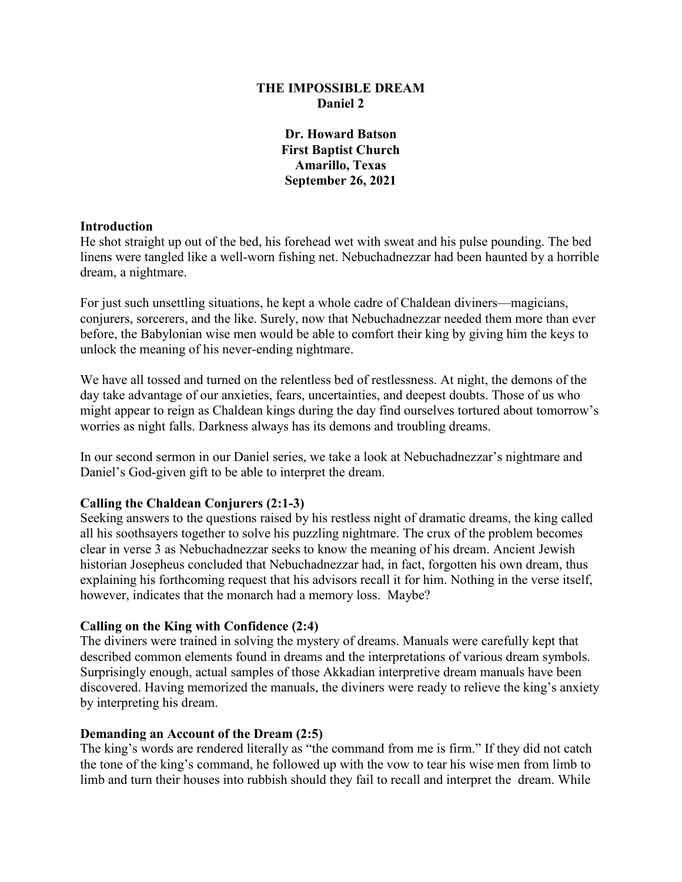**THE IMPOSSIBLE DREAM**
**Daniel 2**

**Dr. Howard Batson**
**First Baptist Church**
**Amarillo, Texas**
**September 26, 2021**

### Introduction

He shot straight up out of the bed, his forehead wet with sweat and his pulse pounding. The bed linens were tangled like a well-worn fishing net. Nebuchadnezzar had been haunted by a horrible dream, a nightmare.

For just such unsettling situations, he kept a whole cadre of Chaldean diviners—magicians, conjurers, sorcerers, and the like. Surely, now that Nebuchadnezzar needed them more than ever before, the Babylonian wise men would be able to comfort their king by giving him the keys to unlock the meaning of his never-ending nightmare.

We have all tossed and turned on the relentless bed of restlessness. At night, the demons of the day take advantage of our anxieties, fears, uncertainties, and deepest doubts. Those of us who might appear to reign as Chaldean kings during the day find ourselves tortured about tomorrow's worries as night falls. Darkness always has its demons and troubling dreams.

In our second sermon in our Daniel series, we take a look at Nebuchadnezzar's nightmare and Daniel's God-given gift to be able to interpret the dream.

### Calling the Chaldean Conjurers (2:1-3)

Seeking answers to the questions raised by his restless night of dramatic dreams, the king called all his soothsayers together to solve his puzzling nightmare. The crux of the problem becomes clear in verse 3 as Nebuchadnezzar seeks to know the meaning of his dream. Ancient Jewish historian Josepheus concluded that Nebuchadnezzar had, in fact, forgotten his own dream, thus explaining his forthcoming request that his advisors recall it for him. Nothing in the verse itself, however, indicates that the monarch had a memory loss. Maybe?

### Calling on the King with Confidence (2:4)

The diviners were trained in solving the mystery of dreams. Manuals were carefully kept that described common elements found in dreams and the interpretations of various dream symbols. Surprisingly enough, actual samples of those Akkadian interpretive dream manuals have been discovered. Having memorized the manuals, the diviners were ready to relieve the king's anxiety by interpreting his dream.

### Demanding an Account of the Dream (2:5)

The king's words are rendered literally as "the command from me is firm." If they did not catch the tone of the king's command, he followed up with the vow to tear his wise men from limb to limb and turn their houses into rubbish should they fail to recall and interpret the dream. While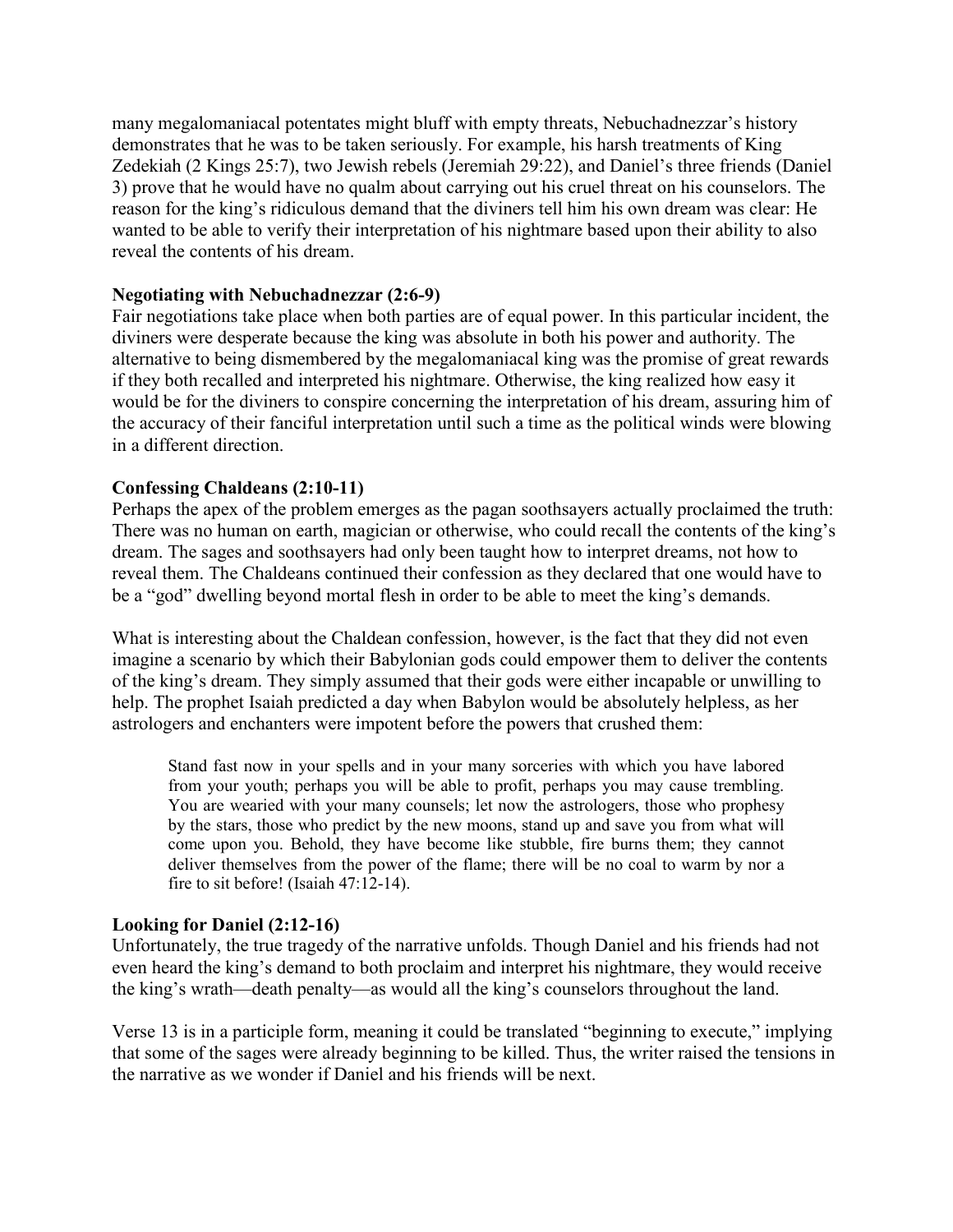many megalomaniacal potentates might bluff with empty threats, Nebuchadnezzar's history demonstrates that he was to be taken seriously. For example, his harsh treatments of King Zedekiah (2 Kings 25:7), two Jewish rebels (Jeremiah 29:22), and Daniel's three friends (Daniel 3) prove that he would have no qualm about carrying out his cruel threat on his counselors. The reason for the king's ridiculous demand that the diviners tell him his own dream was clear: He wanted to be able to verify their interpretation of his nightmare based upon their ability to also reveal the contents of his dream.

**Negotiating with Nebuchadnezzar (2:6-9)**

Fair negotiations take place when both parties are of equal power. In this particular incident, the diviners were desperate because the king was absolute in both his power and authority. The alternative to being dismembered by the megalomaniacal king was the promise of great rewards if they both recalled and interpreted his nightmare. Otherwise, the king realized how easy it would be for the diviners to conspire concerning the interpretation of his dream, assuring him of the accuracy of their fanciful interpretation until such a time as the political winds were blowing in a different direction.

**Confessing Chaldeans (2:10-11)**

Perhaps the apex of the problem emerges as the pagan soothsayers actually proclaimed the truth: There was no human on earth, magician or otherwise, who could recall the contents of the king's dream. The sages and soothsayers had only been taught how to interpret dreams, not how to reveal them. The Chaldeans continued their confession as they declared that one would have to be a "god" dwelling beyond mortal flesh in order to be able to meet the king's demands.

What is interesting about the Chaldean confession, however, is the fact that they did not even imagine a scenario by which their Babylonian gods could empower them to deliver the contents of the king's dream. They simply assumed that their gods were either incapable or unwilling to help. The prophet Isaiah predicted a day when Babylon would be absolutely helpless, as her astrologers and enchanters were impotent before the powers that crushed them:

> Stand fast now in your spells and in your many sorceries with which you have labored from your youth; perhaps you will be able to profit, perhaps you may cause trembling. You are wearied with your many counsels; let now the astrologers, those who prophesy by the stars, those who predict by the new moons, stand up and save you from what will come upon you. Behold, they have become like stubble, fire burns them; they cannot deliver themselves from the power of the flame; there will be no coal to warm by nor a fire to sit before! (Isaiah 47:12-14).

**Looking for Daniel (2:12-16)**

Unfortunately, the true tragedy of the narrative unfolds. Though Daniel and his friends had not even heard the king's demand to both proclaim and interpret his nightmare, they would receive the king's wrath—death penalty—as would all the king's counselors throughout the land.

Verse 13 is in a participle form, meaning it could be translated "beginning to execute," implying that some of the sages were already beginning to be killed. Thus, the writer raised the tensions in the narrative as we wonder if Daniel and his friends will be next.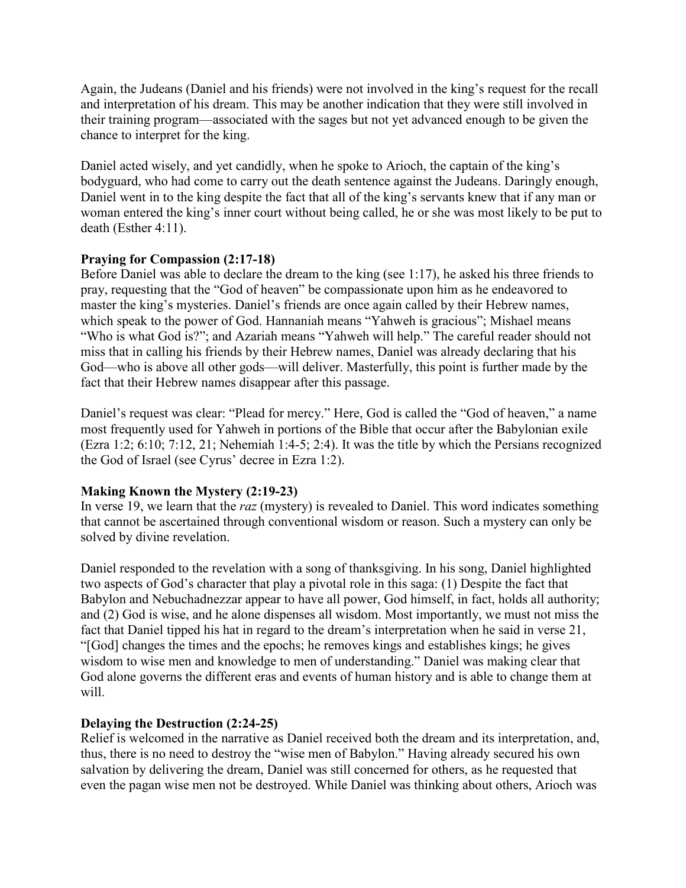Again, the Judeans (Daniel and his friends) were not involved in the king's request for the recall and interpretation of his dream. This may be another indication that they were still involved in their training program—associated with the sages but not yet advanced enough to be given the chance to interpret for the king.

Daniel acted wisely, and yet candidly, when he spoke to Arioch, the captain of the king's bodyguard, who had come to carry out the death sentence against the Judeans. Daringly enough, Daniel went in to the king despite the fact that all of the king's servants knew that if any man or woman entered the king's inner court without being called, he or she was most likely to be put to death (Esther 4:11).

**Praying for Compassion (2:17-18)**

Before Daniel was able to declare the dream to the king (see 1:17), he asked his three friends to pray, requesting that the "God of heaven" be compassionate upon him as he endeavored to master the king's mysteries. Daniel's friends are once again called by their Hebrew names, which speak to the power of God. Hannaniah means "Yahweh is gracious"; Mishael means "Who is what God is?"; and Azariah means "Yahweh will help." The careful reader should not miss that in calling his friends by their Hebrew names, Daniel was already declaring that his God—who is above all other gods—will deliver. Masterfully, this point is further made by the fact that their Hebrew names disappear after this passage.

Daniel's request was clear: "Plead for mercy." Here, God is called the "God of heaven," a name most frequently used for Yahweh in portions of the Bible that occur after the Babylonian exile (Ezra 1:2; 6:10; 7:12, 21; Nehemiah 1:4-5; 2:4). It was the title by which the Persians recognized the God of Israel (see Cyrus' decree in Ezra 1:2).

**Making Known the Mystery (2:19-23)**

In verse 19, we learn that the *raz* (mystery) is revealed to Daniel. This word indicates something that cannot be ascertained through conventional wisdom or reason. Such a mystery can only be solved by divine revelation.

Daniel responded to the revelation with a song of thanksgiving. In his song, Daniel highlighted two aspects of God's character that play a pivotal role in this saga: (1) Despite the fact that Babylon and Nebuchadnezzar appear to have all power, God himself, in fact, holds all authority; and (2) God is wise, and he alone dispenses all wisdom. Most importantly, we must not miss the fact that Daniel tipped his hat in regard to the dream's interpretation when he said in verse 21, "[God] changes the times and the epochs; he removes kings and establishes kings; he gives wisdom to wise men and knowledge to men of understanding." Daniel was making clear that God alone governs the different eras and events of human history and is able to change them at will.

**Delaying the Destruction (2:24-25)**

Relief is welcomed in the narrative as Daniel received both the dream and its interpretation, and, thus, there is no need to destroy the "wise men of Babylon." Having already secured his own salvation by delivering the dream, Daniel was still concerned for others, as he requested that even the pagan wise men not be destroyed. While Daniel was thinking about others, Arioch was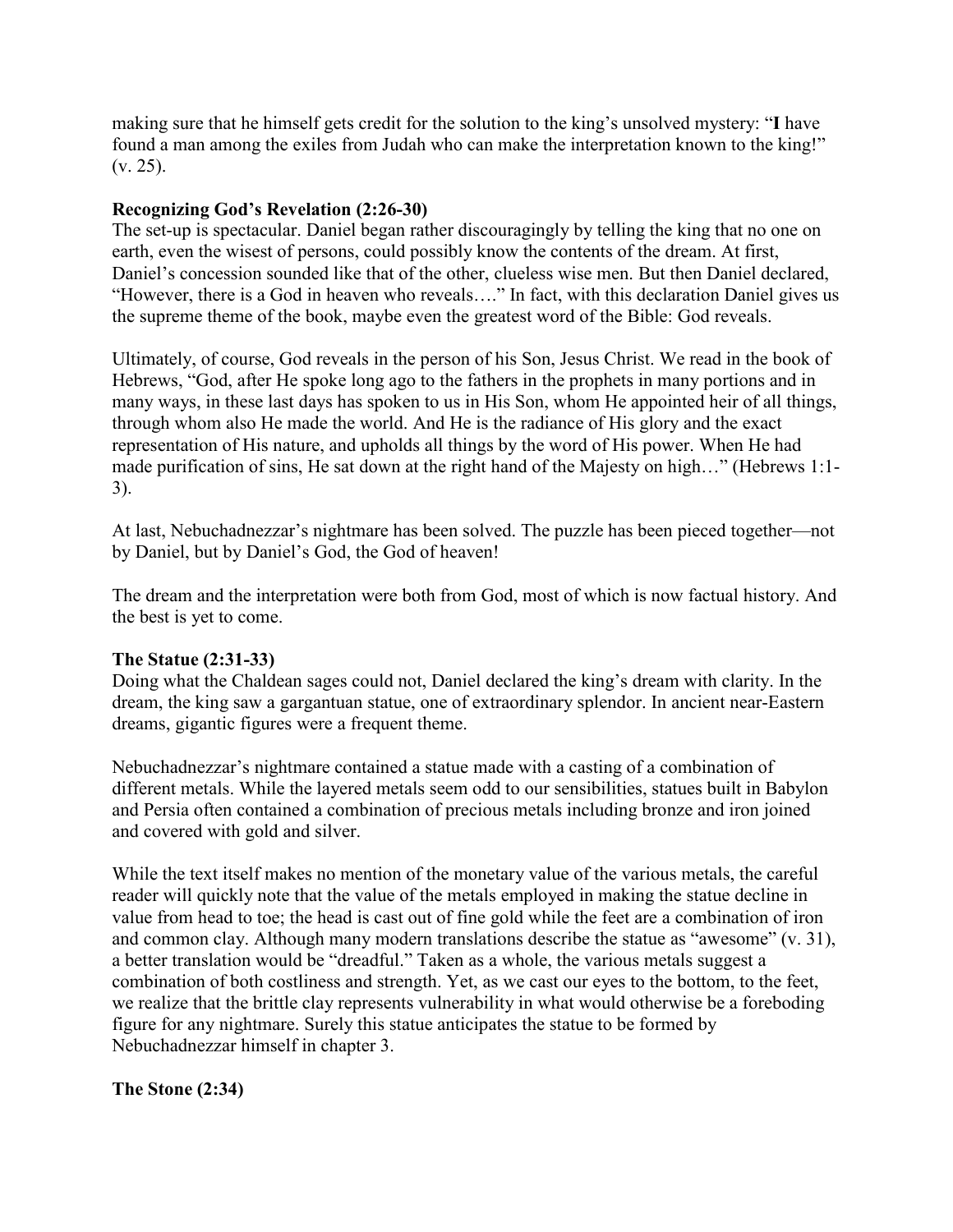making sure that he himself gets credit for the solution to the king's unsolved mystery: "**I** have found a man among the exiles from Judah who can make the interpretation known to the king!" (v. 25).

**Recognizing God's Revelation (2:26-30)**

The set-up is spectacular. Daniel began rather discouragingly by telling the king that no one on earth, even the wisest of persons, could possibly know the contents of the dream. At first, Daniel's concession sounded like that of the other, clueless wise men. But then Daniel declared, "However, there is a God in heaven who reveals…." In fact, with this declaration Daniel gives us the supreme theme of the book, maybe even the greatest word of the Bible: God reveals.

Ultimately, of course, God reveals in the person of his Son, Jesus Christ. We read in the book of Hebrews, "God, after He spoke long ago to the fathers in the prophets in many portions and in many ways, in these last days has spoken to us in His Son, whom He appointed heir of all things, through whom also He made the world. And He is the radiance of His glory and the exact representation of His nature, and upholds all things by the word of His power. When He had made purification of sins, He sat down at the right hand of the Majesty on high…" (Hebrews 1:1-3).

At last, Nebuchadnezzar's nightmare has been solved. The puzzle has been pieced together—not by Daniel, but by Daniel's God, the God of heaven!

The dream and the interpretation were both from God, most of which is now factual history. And the best is yet to come.

**The Statue (2:31-33)**

Doing what the Chaldean sages could not, Daniel declared the king's dream with clarity. In the dream, the king saw a gargantuan statue, one of extraordinary splendor. In ancient near-Eastern dreams, gigantic figures were a frequent theme.

Nebuchadnezzar's nightmare contained a statue made with a casting of a combination of different metals. While the layered metals seem odd to our sensibilities, statues built in Babylon and Persia often contained a combination of precious metals including bronze and iron joined and covered with gold and silver.

While the text itself makes no mention of the monetary value of the various metals, the careful reader will quickly note that the value of the metals employed in making the statue decline in value from head to toe; the head is cast out of fine gold while the feet are a combination of iron and common clay. Although many modern translations describe the statue as "awesome" (v. 31), a better translation would be "dreadful." Taken as a whole, the various metals suggest a combination of both costliness and strength. Yet, as we cast our eyes to the bottom, to the feet, we realize that the brittle clay represents vulnerability in what would otherwise be a foreboding figure for any nightmare. Surely this statue anticipates the statue to be formed by Nebuchadnezzar himself in chapter 3.

**The Stone (2:34)**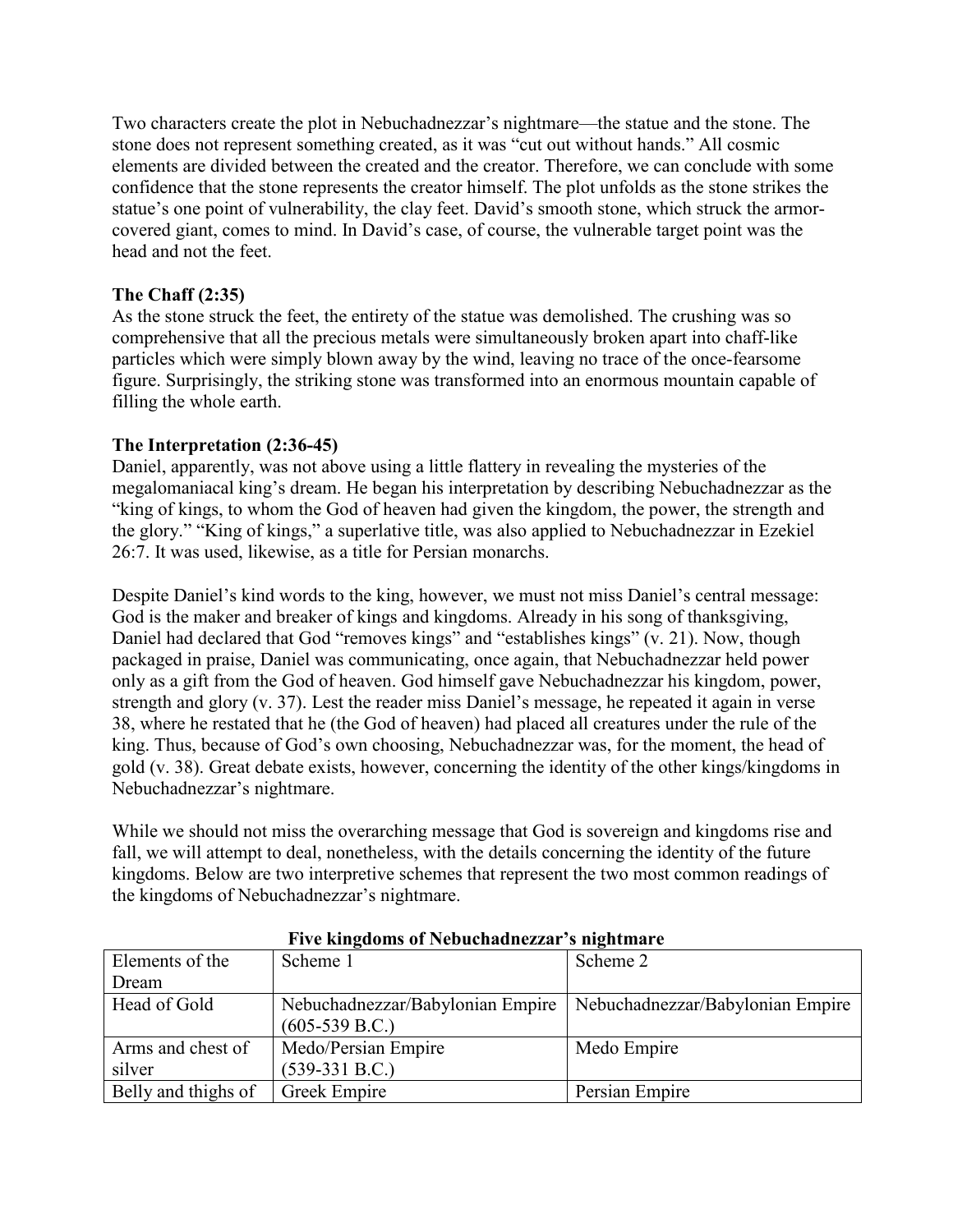Two characters create the plot in Nebuchadnezzar's nightmare—the statue and the stone. The stone does not represent something created, as it was "cut out without hands." All cosmic elements are divided between the created and the creator. Therefore, we can conclude with some confidence that the stone represents the creator himself. The plot unfolds as the stone strikes the statue's one point of vulnerability, the clay feet. David's smooth stone, which struck the armor-covered giant, comes to mind. In David's case, of course, the vulnerable target point was the head and not the feet.

**The Chaff (2:35)**
As the stone struck the feet, the entirety of the statue was demolished. The crushing was so comprehensive that all the precious metals were simultaneously broken apart into chaff-like particles which were simply blown away by the wind, leaving no trace of the once-fearsome figure. Surprisingly, the striking stone was transformed into an enormous mountain capable of filling the whole earth.

**The Interpretation (2:36-45)**
Daniel, apparently, was not above using a little flattery in revealing the mysteries of the megalomaniacal king's dream. He began his interpretation by describing Nebuchadnezzar as the "king of kings, to whom the God of heaven had given the kingdom, the power, the strength and the glory." "King of kings," a superlative title, was also applied to Nebuchadnezzar in Ezekiel 26:7. It was used, likewise, as a title for Persian monarchs.

Despite Daniel's kind words to the king, however, we must not miss Daniel's central message: God is the maker and breaker of kings and kingdoms. Already in his song of thanksgiving, Daniel had declared that God "removes kings" and "establishes kings" (v. 21). Now, though packaged in praise, Daniel was communicating, once again, that Nebuchadnezzar held power only as a gift from the God of heaven. God himself gave Nebuchadnezzar his kingdom, power, strength and glory (v. 37). Lest the reader miss Daniel's message, he repeated it again in verse 38, where he restated that he (the God of heaven) had placed all creatures under the rule of the king. Thus, because of God's own choosing, Nebuchadnezzar was, for the moment, the head of gold (v. 38). Great debate exists, however, concerning the identity of the other kings/kingdoms in Nebuchadnezzar's nightmare.

While we should not miss the overarching message that God is sovereign and kingdoms rise and fall, we will attempt to deal, nonetheless, with the details concerning the identity of the future kingdoms. Below are two interpretive schemes that represent the two most common readings of the kingdoms of Nebuchadnezzar's nightmare.

**Five kingdoms of Nebuchadnezzar's nightmare**

| Elements of the Dream | Scheme 1 | Scheme 2 |
|---|---|---|
| Head of Gold | Nebuchadnezzar/Babylonian Empire (605-539 B.C.) | Nebuchadnezzar/Babylonian Empire |
| Arms and chest of silver | Medo/Persian Empire (539-331 B.C.) | Medo Empire |
| Belly and thighs of | Greek Empire | Persian Empire |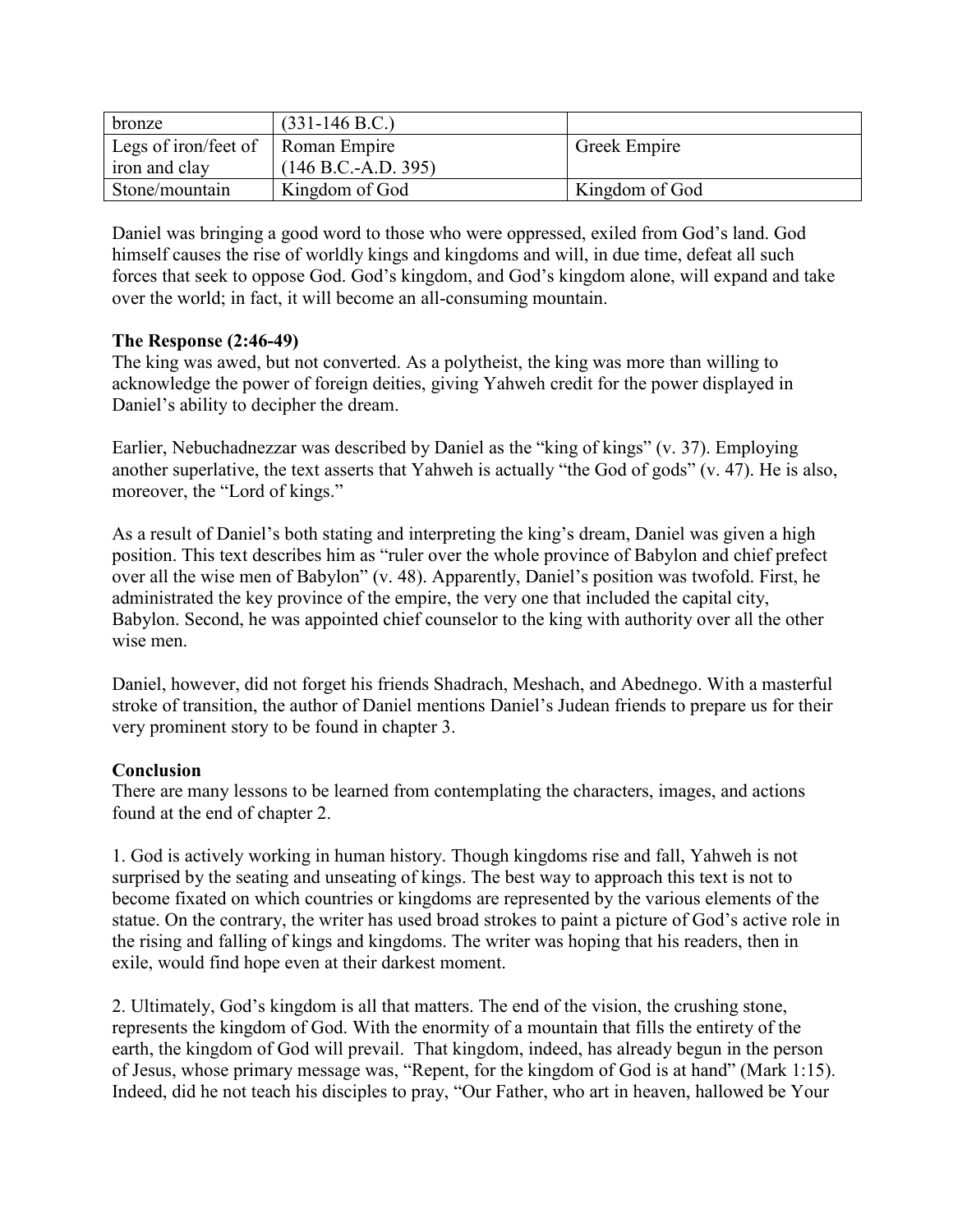| bronze | (331-146 B.C.) | |
|---|---|---|
| Legs of iron/feet of iron and clay | Roman Empire (146 B.C.-A.D. 395) | Greek Empire |
| Stone/mountain | Kingdom of God | Kingdom of God |

Daniel was bringing a good word to those who were oppressed, exiled from God's land. God himself causes the rise of worldly kings and kingdoms and will, in due time, defeat all such forces that seek to oppose God. God's kingdom, and God's kingdom alone, will expand and take over the world; in fact, it will become an all-consuming mountain.

**The Response (2:46-49)**

The king was awed, but not converted. As a polytheist, the king was more than willing to acknowledge the power of foreign deities, giving Yahweh credit for the power displayed in Daniel's ability to decipher the dream.

Earlier, Nebuchadnezzar was described by Daniel as the "king of kings" (v. 37). Employing another superlative, the text asserts that Yahweh is actually "the God of gods" (v. 47). He is also, moreover, the "Lord of kings."

As a result of Daniel's both stating and interpreting the king's dream, Daniel was given a high position. This text describes him as "ruler over the whole province of Babylon and chief prefect over all the wise men of Babylon" (v. 48). Apparently, Daniel's position was twofold. First, he administrated the key province of the empire, the very one that included the capital city, Babylon. Second, he was appointed chief counselor to the king with authority over all the other wise men.

Daniel, however, did not forget his friends Shadrach, Meshach, and Abednego. With a masterful stroke of transition, the author of Daniel mentions Daniel's Judean friends to prepare us for their very prominent story to be found in chapter 3.

**Conclusion**

There are many lessons to be learned from contemplating the characters, images, and actions found at the end of chapter 2.

1. God is actively working in human history. Though kingdoms rise and fall, Yahweh is not surprised by the seating and unseating of kings. The best way to approach this text is not to become fixated on which countries or kingdoms are represented by the various elements of the statue. On the contrary, the writer has used broad strokes to paint a picture of God's active role in the rising and falling of kings and kingdoms. The writer was hoping that his readers, then in exile, would find hope even at their darkest moment.

2. Ultimately, God's kingdom is all that matters. The end of the vision, the crushing stone, represents the kingdom of God. With the enormity of a mountain that fills the entirety of the earth, the kingdom of God will prevail. That kingdom, indeed, has already begun in the person of Jesus, whose primary message was, "Repent, for the kingdom of God is at hand" (Mark 1:15). Indeed, did he not teach his disciples to pray, "Our Father, who art in heaven, hallowed be Your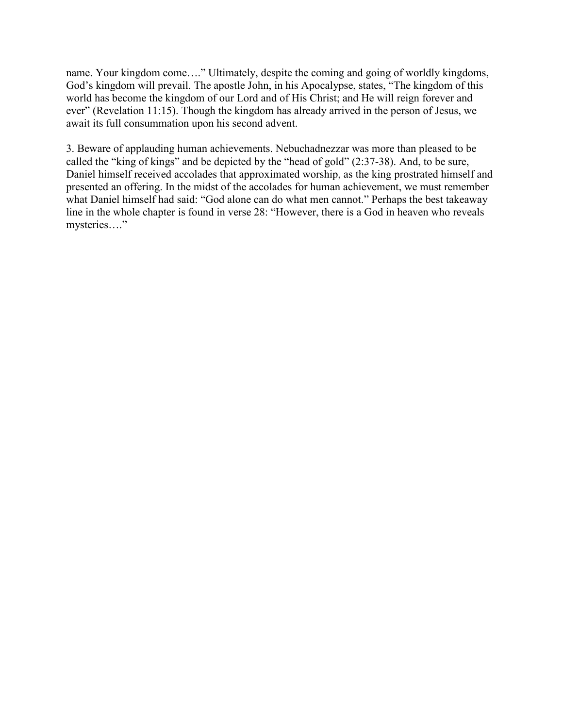name. Your kingdom come…." Ultimately, despite the coming and going of worldly kingdoms, God's kingdom will prevail. The apostle John, in his Apocalypse, states, "The kingdom of this world has become the kingdom of our Lord and of His Christ; and He will reign forever and ever" (Revelation 11:15). Though the kingdom has already arrived in the person of Jesus, we await its full consummation upon his second advent.

3. Beware of applauding human achievements. Nebuchadnezzar was more than pleased to be called the "king of kings" and be depicted by the "head of gold" (2:37-38). And, to be sure, Daniel himself received accolades that approximated worship, as the king prostrated himself and presented an offering. In the midst of the accolades for human achievement, we must remember what Daniel himself had said: "God alone can do what men cannot." Perhaps the best takeaway line in the whole chapter is found in verse 28: "However, there is a God in heaven who reveals mysteries…."